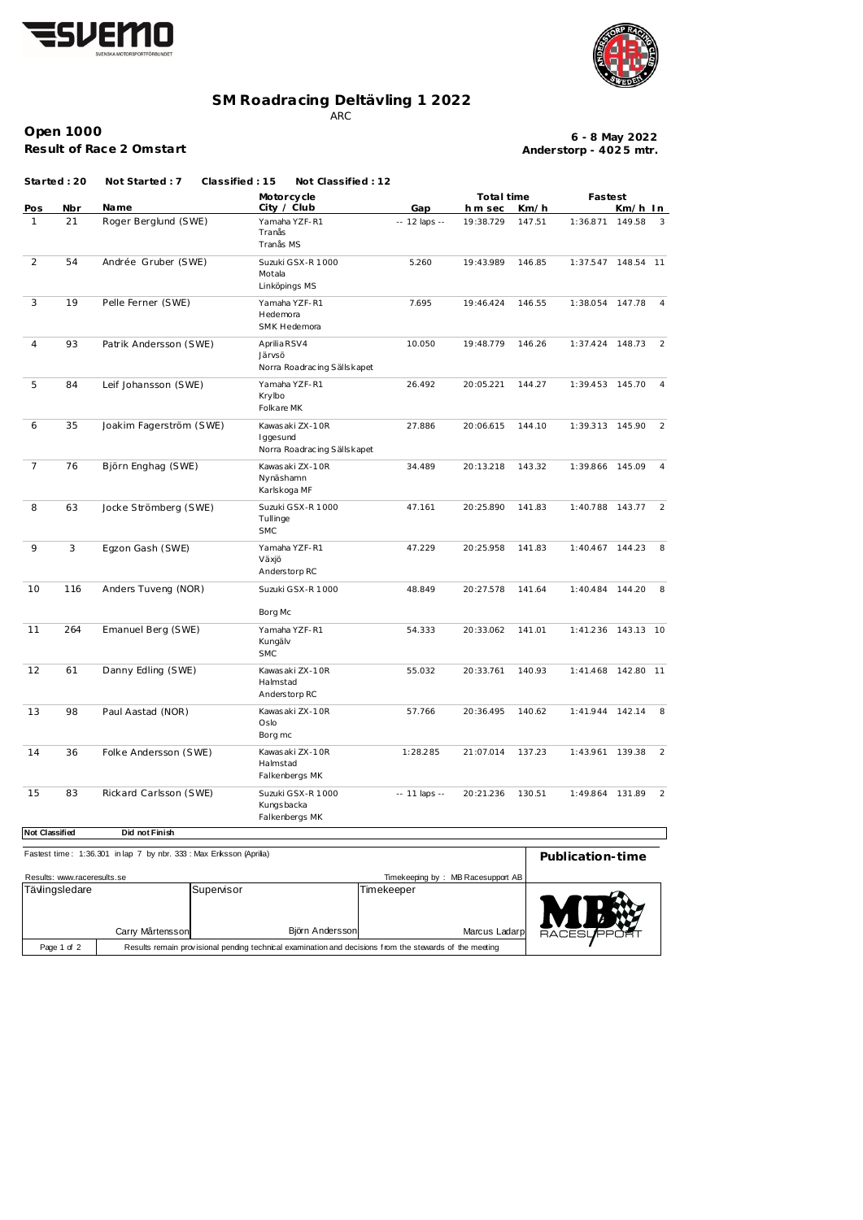# SM Roadracing Deltävling 1 2022

ARC

**Open 1000**
**Result of Race 2 Omstart**

**6 - 8 May 2022**
**Anderstorp - 4025 mtr.**

**Started : 20** **Not Started : 7** **Classified : 15** **Not Classified : 12**

| Pos | Nbr | Name | Motorcycle City / Club | Gap | Total time h m sec | Km/h | Fastest | Km/h | In |
|---|---|---|---|---|---|---|---|---|---|
| 1 | 21 | Roger Berglund (SWE) | Yamaha YZF-R1 Tranås Tranås MS | -- 12 laps -- | 19:38.729 | 147.51 | 1:36.871 | 149.58 | 3 |
| 2 | 54 | Andrée Gruber (SWE) | Suzuki GSX-R 1000 Motala Linköpings MS | 5.260 | 19:43.989 | 146.85 | 1:37.547 | 148.54 | 11 |
| 3 | 19 | Pelle Ferner (SWE) | Yamaha YZF-R1 Hedemora SMK Hedemora | 7.695 | 19:46.424 | 146.55 | 1:38.054 | 147.78 | 4 |
| 4 | 93 | Patrik Andersson (SWE) | Aprilia RSV4 Järvsö Norra Roadracing Sällskapet | 10.050 | 19:48.779 | 146.26 | 1:37.424 | 148.73 | 2 |
| 5 | 84 | Leif Johansson (SWE) | Yamaha YZF-R1 Krylbo Folkare MK | 26.492 | 20:05.221 | 144.27 | 1:39.453 | 145.70 | 4 |
| 6 | 35 | Joakim Fagerström (SWE) | Kawasaki ZX-10R Iggesund Norra Roadracing Sällskapet | 27.886 | 20:06.615 | 144.10 | 1:39.313 | 145.90 | 2 |
| 7 | 76 | Björn Enghag (SWE) | Kawasaki ZX-10R Nynäshamn Karlskoga MF | 34.489 | 20:13.218 | 143.32 | 1:39.866 | 145.09 | 4 |
| 8 | 63 | Jocke Strömberg (SWE) | Suzuki GSX-R 1000 Tullinge SMC | 47.161 | 20:25.890 | 141.83 | 1:40.788 | 143.77 | 2 |
| 9 | 3 | Egzon Gash (SWE) | Yamaha YZF-R1 Växjö Anderstorp RC | 47.229 | 20:25.958 | 141.83 | 1:40.467 | 144.23 | 8 |
| 10 | 116 | Anders Tuveng (NOR) | Suzuki GSX-R 1000 Borg Mc | 48.849 | 20:27.578 | 141.64 | 1:40.484 | 144.20 | 8 |
| 11 | 264 | Emanuel Berg (SWE) | Yamaha YZF-R1 Kungälv SMC | 54.333 | 20:33.062 | 141.01 | 1:41.236 | 143.13 | 10 |
| 12 | 61 | Danny Edling (SWE) | Kawasaki ZX-10R Halmstad Anderstorp RC | 55.032 | 20:33.761 | 140.93 | 1:41.468 | 142.80 | 11 |
| 13 | 98 | Paul Aastad (NOR) | Kawasaki ZX-10R Oslo Borg mc | 57.766 | 20:36.495 | 140.62 | 1:41.944 | 142.14 | 8 |
| 14 | 36 | Folke Andersson (SWE) | Kawasaki ZX-10R Halmstad Falkenbergs MK | 1:28.285 | 21:07.014 | 137.23 | 1:43.961 | 139.38 | 2 |
| 15 | 83 | Rickard Carlsson (SWE) | Suzuki GSX-R 1000 Kungsbacka Falkenbergs MK | -- 11 laps -- | 20:21.236 | 130.51 | 1:49.864 | 131.89 | 2 |

**Not Classified** **Did not Finish**

Fastest time : 1:36.301 in lap 7 by nbr. 333 : Max Eriksson (Aprilia)

**Publication-time**

Results: www.raceresults.se

Timekeeping by : MB Racesupport AB

| Tävlingsledare | Supervisor | Timekeeper |
|---|---|---|
| Carry Mårtensson | Björn Andersson | Marcus Ladarp |

Results remain provisional pending technical examination and decisions from the stewards of the meeting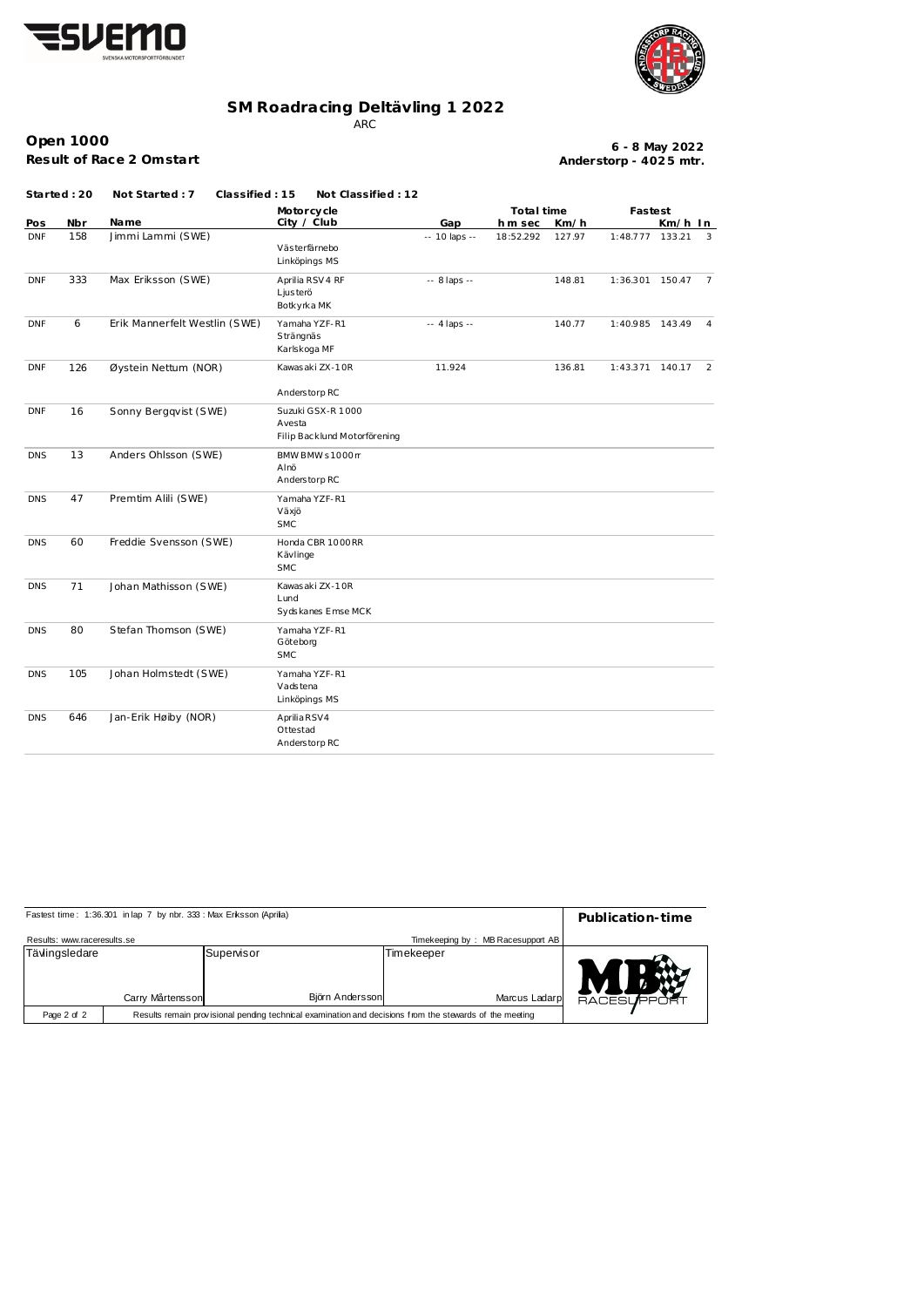## SM Roadracing Deltävling 1 2022

ARC

**Open 1000**

**Result of Race 2 Omstart**

**6 - 8 May 2022**
**Anderstorp - 4025 mtr.**

**Started : 20 Not Started : 7 Classified : 15 Not Classified : 12**

| Pos | Nbr | Name | Motorcycle City / Club | Gap | Total time h m sec | Km/h | Fastest | Km/h | In |
|---|---|---|---|---|---|---|---|---|---|
| DNF | 158 | Jimmi Lammi (SWE) | Västerfärnebo Linköpings MS | -- 10 laps -- | 18:52.292 | 127.97 | 1:48.777 | 133.21 | 3 |
| DNF | 333 | Max Eriksson (SWE) | Aprilia RSV4 RF Ljusterö Botkyrka MK | -- 8 laps -- | | 148.81 | 1:36.301 | 150.47 | 7 |
| DNF | 6 | Erik Mannerfelt Westlin (SWE) | Yamaha YZF-R1 Strängnäs Karlskoga MF | -- 4 laps -- | | 140.77 | 1:40.985 | 143.49 | 4 |
| DNF | 126 | Øystein Nettum (NOR) | Kawasaki ZX-10R Anderstorp RC | 11.924 | | 136.81 | 1:43.371 | 140.17 | 2 |
| DNF | 16 | Sonny Bergqvist (SWE) | Suzuki GSX-R 1000 Avesta Filip Backlund Motorförening | | | | | | |
| DNS | 13 | Anders Ohlsson (SWE) | BMW BMW s1000rr Alnö Anderstorp RC | | | | | | |
| DNS | 47 | Premtim Alili (SWE) | Yamaha YZF-R1 Växjö SMC | | | | | | |
| DNS | 60 | Freddie Svensson (SWE) | Honda CBR 1000RR Kävlinge SMC | | | | | | |
| DNS | 71 | Johan Mathisson (SWE) | Kawasaki ZX-10R Lund Sydskanes Emse MCK | | | | | | |
| DNS | 80 | Stefan Thomson (SWE) | Yamaha YZF-R1 Göteborg SMC | | | | | | |
| DNS | 105 | Johan Holmstedt (SWE) | Yamaha YZF-R1 Vadstena Linköpings MS | | | | | | |
| DNS | 646 | Jan-Erik Høiby (NOR) | Aprilia RSV4 Ottestad Anderstorp RC | | | | | | |

Fastest time : 1:36.301 in lap 7 by nbr. 333 : Max Eriksson (Aprilia)

**Publication-time**

Results: www.raceresults.se

Timekeeping by : MB Racesupport AB

| Tävlingsledare | Supervisor | Timekeeper |
|---|---|---|
| Carry Mårtensson | Björn Andersson | Marcus Ladarp |

Results remain provisional pending technical examination and decisions from the stewards of the meeting